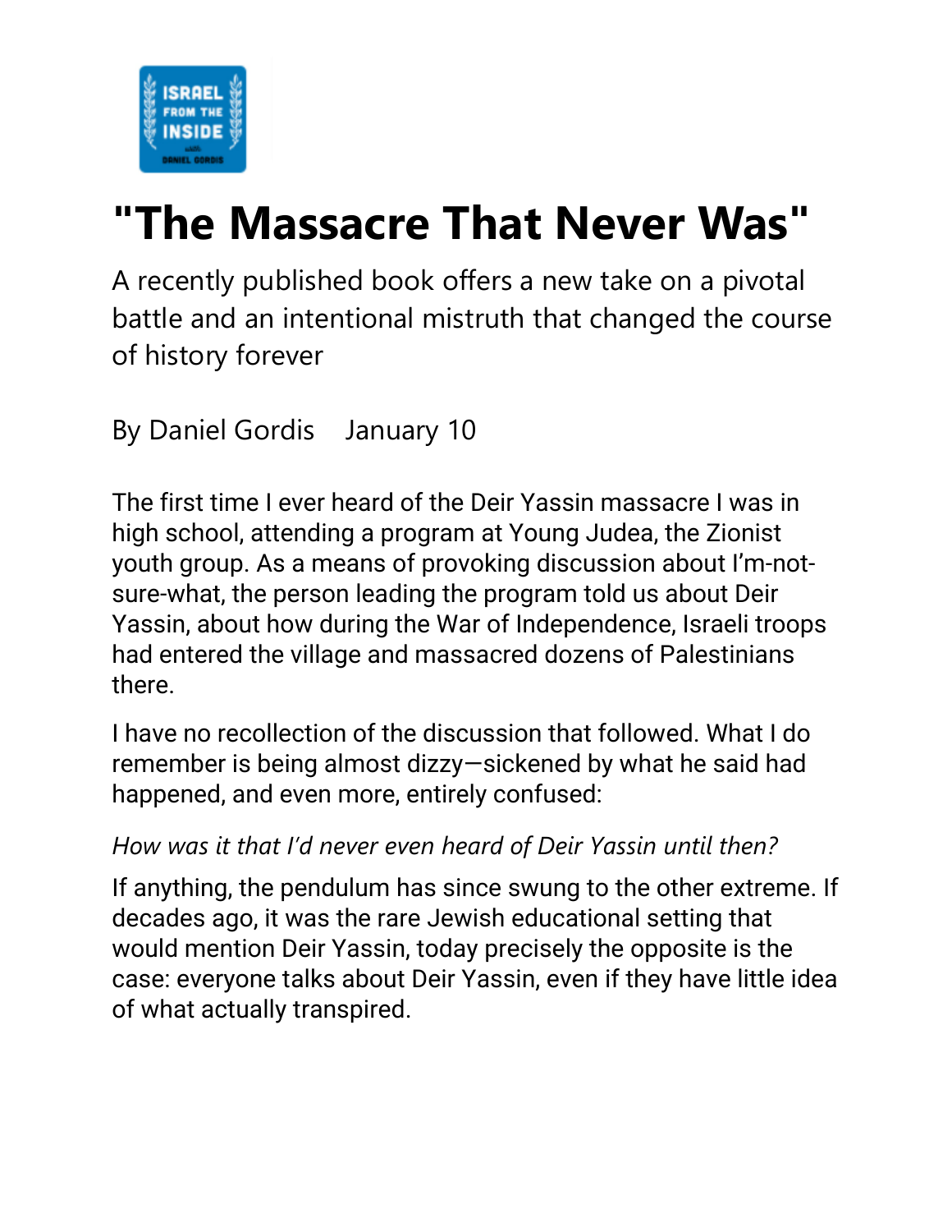# "The Massacre That Never Was"

A recently published book offers a new take on a pivotal battle and an intentional mistruth that changed the course of history forever

By Daniel Gordis    January 10

The first time I ever heard of the Deir Yassin massacre I was in high school, attending a program at Young Judea, the Zionist youth group. As a means of provoking discussion about I'm-not-sure-what, the person leading the program told us about Deir Yassin, about how during the War of Independence, Israeli troops had entered the village and massacred dozens of Palestinians there.

I have no recollection of the discussion that followed. What I do remember is being almost dizzy—sickened by what he said had happened, and even more, entirely confused:

*How was it that I'd never even heard of Deir Yassin until then?*

If anything, the pendulum has since swung to the other extreme. If decades ago, it was the rare Jewish educational setting that would mention Deir Yassin, today precisely the opposite is the case: everyone talks about Deir Yassin, even if they have little idea of what actually transpired.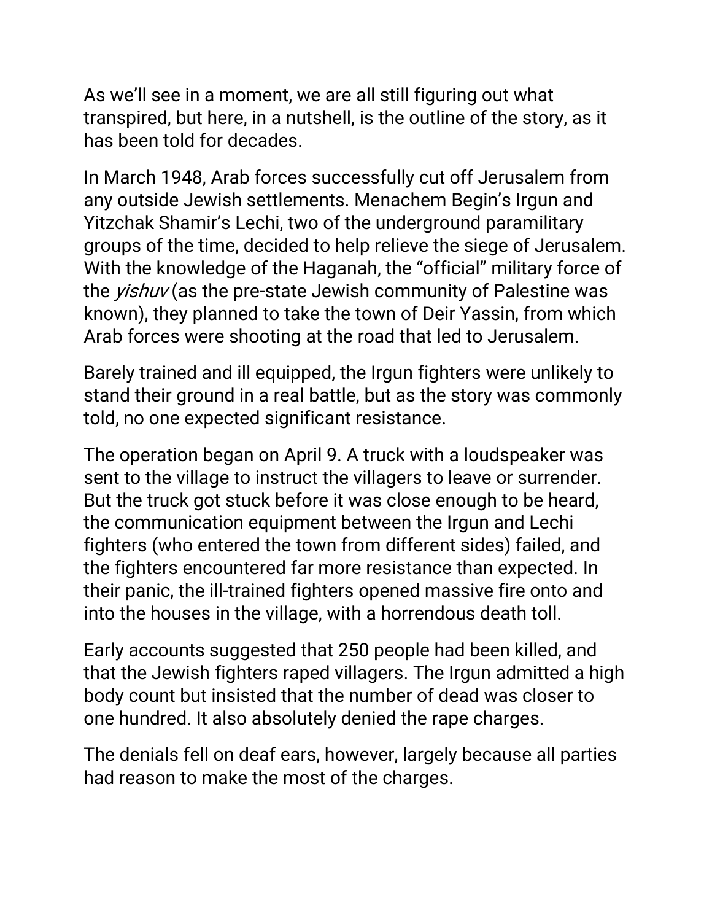As we'll see in a moment, we are all still figuring out what transpired, but here, in a nutshell, is the outline of the story, as it has been told for decades.

In March 1948, Arab forces successfully cut off Jerusalem from any outside Jewish settlements. Menachem Begin's Irgun and Yitzchak Shamir's Lechi, two of the underground paramilitary groups of the time, decided to help relieve the siege of Jerusalem. With the knowledge of the Haganah, the "official" military force of the *yishuv* (as the pre-state Jewish community of Palestine was known), they planned to take the town of Deir Yassin, from which Arab forces were shooting at the road that led to Jerusalem.

Barely trained and ill equipped, the Irgun fighters were unlikely to stand their ground in a real battle, but as the story was commonly told, no one expected significant resistance.

The operation began on April 9. A truck with a loudspeaker was sent to the village to instruct the villagers to leave or surrender. But the truck got stuck before it was close enough to be heard, the communication equipment between the Irgun and Lechi fighters (who entered the town from different sides) failed, and the fighters encountered far more resistance than expected. In their panic, the ill-trained fighters opened massive fire onto and into the houses in the village, with a horrendous death toll.

Early accounts suggested that 250 people had been killed, and that the Jewish fighters raped villagers. The Irgun admitted a high body count but insisted that the number of dead was closer to one hundred. It also absolutely denied the rape charges.

The denials fell on deaf ears, however, largely because all parties had reason to make the most of the charges.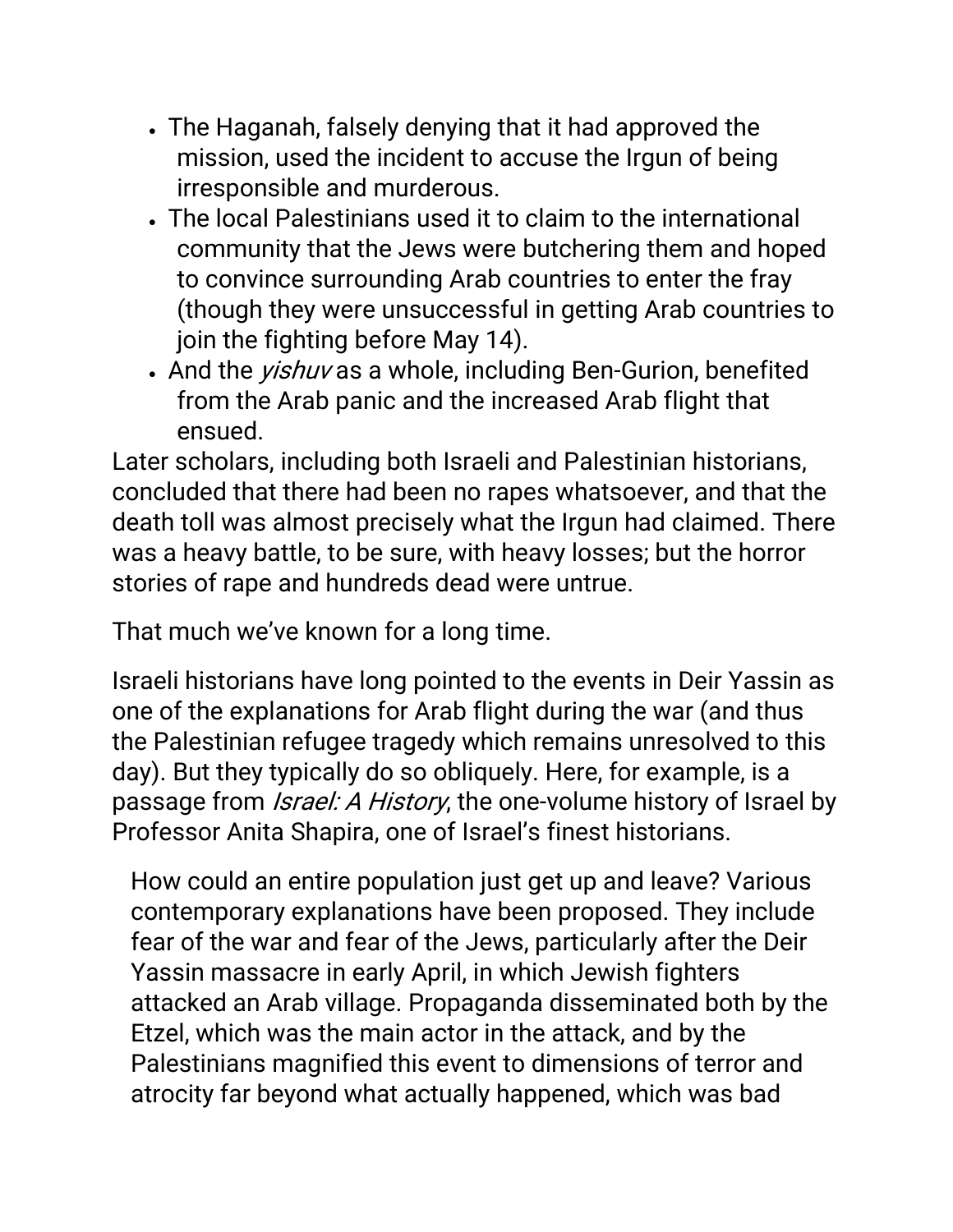- The Haganah, falsely denying that it had approved the mission, used the incident to accuse the Irgun of being irresponsible and murderous.
- The local Palestinians used it to claim to the international community that the Jews were butchering them and hoped to convince surrounding Arab countries to enter the fray (though they were unsuccessful in getting Arab countries to join the fighting before May 14).
- And the *yishuv* as a whole, including Ben-Gurion, benefited from the Arab panic and the increased Arab flight that ensued.

Later scholars, including both Israeli and Palestinian historians, concluded that there had been no rapes whatsoever, and that the death toll was almost precisely what the Irgun had claimed. There was a heavy battle, to be sure, with heavy losses; but the horror stories of rape and hundreds dead were untrue.

That much we've known for a long time.

Israeli historians have long pointed to the events in Deir Yassin as one of the explanations for Arab flight during the war (and thus the Palestinian refugee tragedy which remains unresolved to this day). But they typically do so obliquely. Here, for example, is a passage from *Israel: A History*, the one-volume history of Israel by Professor Anita Shapira, one of Israel's finest historians.

> How could an entire population just get up and leave? Various contemporary explanations have been proposed. They include fear of the war and fear of the Jews, particularly after the Deir Yassin massacre in early April, in which Jewish fighters attacked an Arab village. Propaganda disseminated both by the Etzel, which was the main actor in the attack, and by the Palestinians magnified this event to dimensions of terror and atrocity far beyond what actually happened, which was bad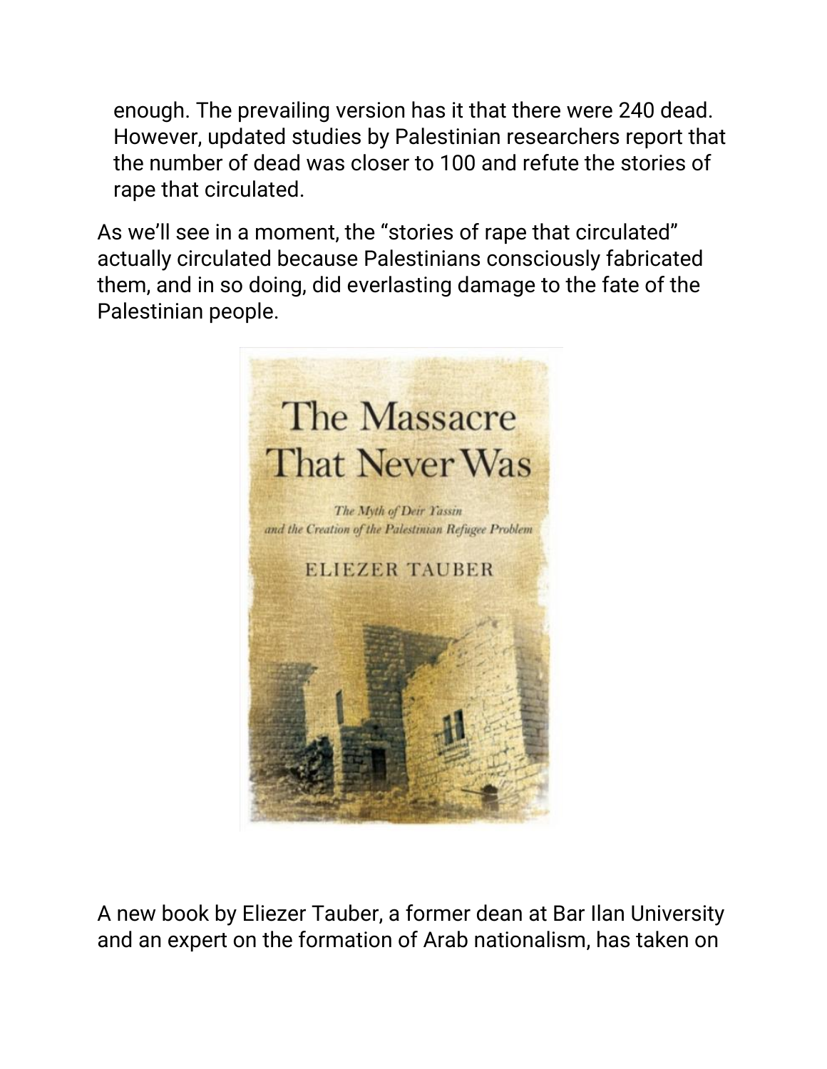> enough. The prevailing version has it that there were 240 dead. However, updated studies by Palestinian researchers report that the number of dead was closer to 100 and refute the stories of rape that circulated.

As we'll see in a moment, the "stories of rape that circulated" actually circulated because Palestinians consciously fabricated them, and in so doing, did everlasting damage to the fate of the Palestinian people.

A new book by Eliezer Tauber, a former dean at Bar Ilan University and an expert on the formation of Arab nationalism, has taken on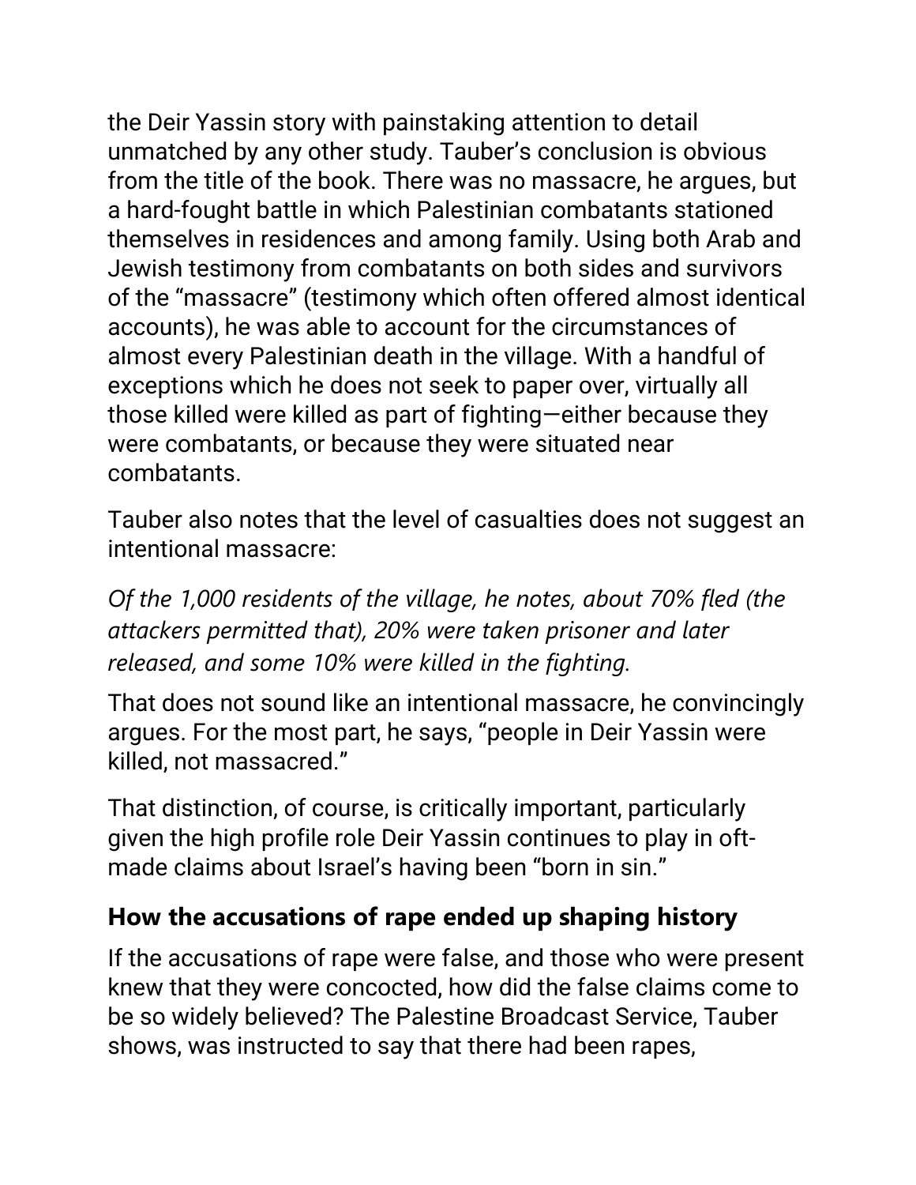the Deir Yassin story with painstaking attention to detail unmatched by any other study. Tauber's conclusion is obvious from the title of the book. There was no massacre, he argues, but a hard-fought battle in which Palestinian combatants stationed themselves in residences and among family. Using both Arab and Jewish testimony from combatants on both sides and survivors of the "massacre" (testimony which often offered almost identical accounts), he was able to account for the circumstances of almost every Palestinian death in the village. With a handful of exceptions which he does not seek to paper over, virtually all those killed were killed as part of fighting—either because they were combatants, or because they were situated near combatants.

Tauber also notes that the level of casualties does not suggest an intentional massacre:

*Of the 1,000 residents of the village, he notes, about 70% fled (the attackers permitted that), 20% were taken prisoner and later released, and some 10% were killed in the fighting.*

That does not sound like an intentional massacre, he convincingly argues. For the most part, he says, "people in Deir Yassin were killed, not massacred."

That distinction, of course, is critically important, particularly given the high profile role Deir Yassin continues to play in oft-made claims about Israel's having been "born in sin."

## How the accusations of rape ended up shaping history

If the accusations of rape were false, and those who were present knew that they were concocted, how did the false claims come to be so widely believed? The Palestine Broadcast Service, Tauber shows, was instructed to say that there had been rapes,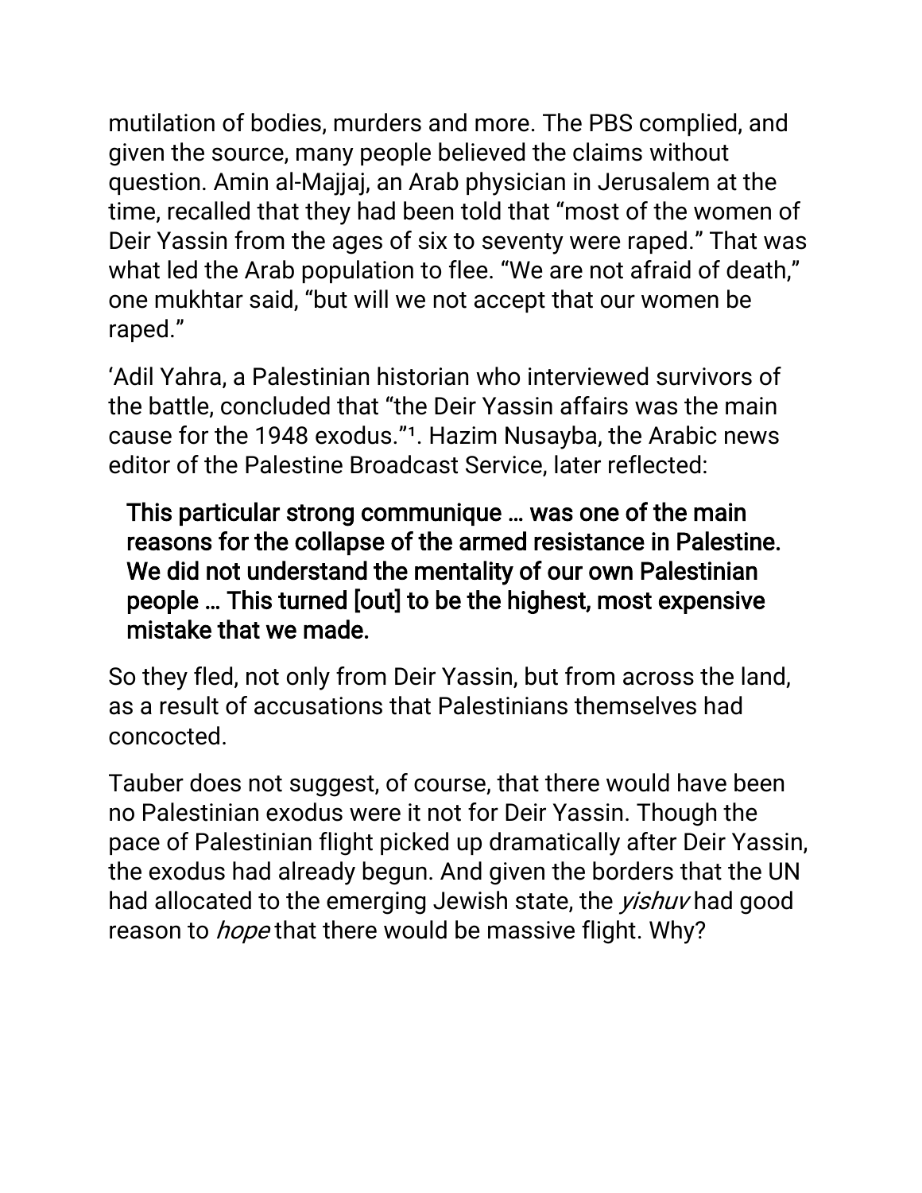mutilation of bodies, murders and more. The PBS complied, and given the source, many people believed the claims without question. Amin al-Majjaj, an Arab physician in Jerusalem at the time, recalled that they had been told that "most of the women of Deir Yassin from the ages of six to seventy were raped." That was what led the Arab population to flee. "We are not afraid of death," one mukhtar said, "but will we not accept that our women be raped."

'Adil Yahra, a Palestinian historian who interviewed survivors of the battle, concluded that "the Deir Yassin affairs was the main cause for the 1948 exodus."[1]. Hazim Nusayba, the Arabic news editor of the Palestine Broadcast Service, later reflected:

> **This particular strong communique … was one of the main reasons for the collapse of the armed resistance in Palestine. We did not understand the mentality of our own Palestinian people … This turned [out] to be the highest, most expensive mistake that we made.**

So they fled, not only from Deir Yassin, but from across the land, as a result of accusations that Palestinians themselves had concocted.

Tauber does not suggest, of course, that there would have been no Palestinian exodus were it not for Deir Yassin. Though the pace of Palestinian flight picked up dramatically after Deir Yassin, the exodus had already begun. And given the borders that the UN had allocated to the emerging Jewish state, the *yishuv* had good reason to *hope* that there would be massive flight. Why?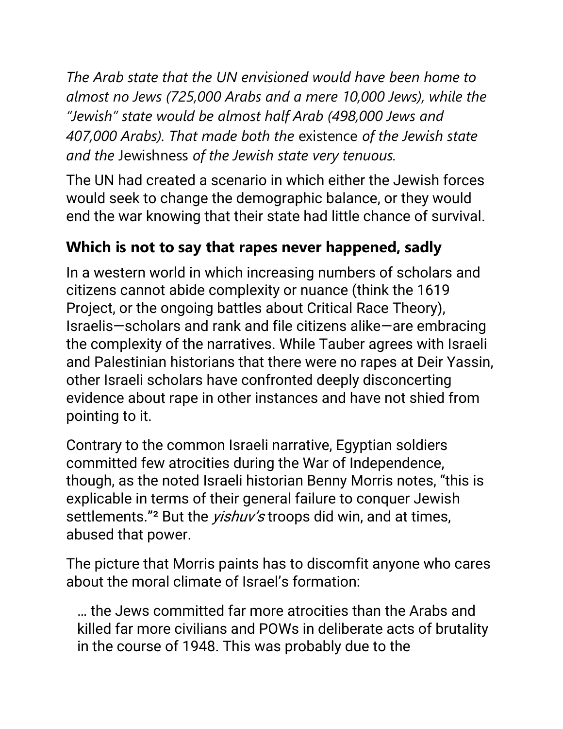*The Arab state that the UN envisioned would have been home to almost no Jews (725,000 Arabs and a mere 10,000 Jews), while the "Jewish" state would be almost half Arab (498,000 Jews and 407,000 Arabs). That made both the* existence *of the Jewish state and the* Jewishness *of the Jewish state very tenuous.*

The UN had created a scenario in which either the Jewish forces would seek to change the demographic balance, or they would end the war knowing that their state had little chance of survival.

## Which is not to say that rapes never happened, sadly

In a western world in which increasing numbers of scholars and citizens cannot abide complexity or nuance (think the 1619 Project, or the ongoing battles about Critical Race Theory), Israelis—scholars and rank and file citizens alike—are embracing the complexity of the narratives. While Tauber agrees with Israeli and Palestinian historians that there were no rapes at Deir Yassin, other Israeli scholars have confronted deeply disconcerting evidence about rape in other instances and have not shied from pointing to it.

Contrary to the common Israeli narrative, Egyptian soldiers committed few atrocities during the War of Independence, though, as the noted Israeli historian Benny Morris notes, "this is explicable in terms of their general failure to conquer Jewish settlements."[2] But the *yishuv's* troops did win, and at times, abused that power.

The picture that Morris paints has to discomfit anyone who cares about the moral climate of Israel's formation:

> … the Jews committed far more atrocities than the Arabs and killed far more civilians and POWs in deliberate acts of brutality in the course of 1948. This was probably due to the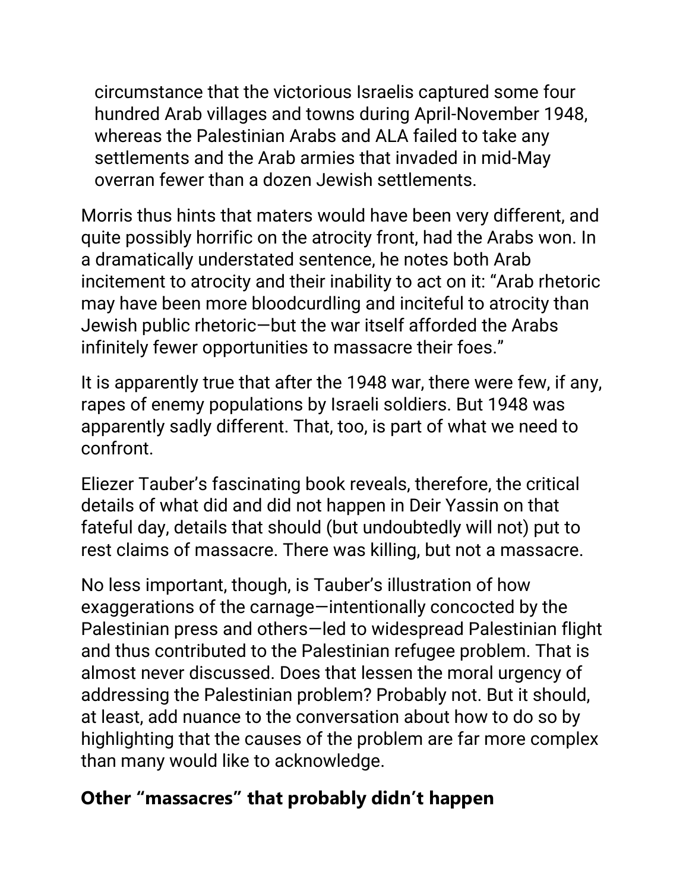> circumstance that the victorious Israelis captured some four hundred Arab villages and towns during April-November 1948, whereas the Palestinian Arabs and ALA failed to take any settlements and the Arab armies that invaded in mid-May overran fewer than a dozen Jewish settlements.

Morris thus hints that maters would have been very different, and quite possibly horrific on the atrocity front, had the Arabs won. In a dramatically understated sentence, he notes both Arab incitement to atrocity and their inability to act on it: "Arab rhetoric may have been more bloodcurdling and inciteful to atrocity than Jewish public rhetoric—but the war itself afforded the Arabs infinitely fewer opportunities to massacre their foes."

It is apparently true that after the 1948 war, there were few, if any, rapes of enemy populations by Israeli soldiers. But 1948 was apparently sadly different. That, too, is part of what we need to confront.

Eliezer Tauber's fascinating book reveals, therefore, the critical details of what did and did not happen in Deir Yassin on that fateful day, details that should (but undoubtedly will not) put to rest claims of massacre. There was killing, but not a massacre.

No less important, though, is Tauber's illustration of how exaggerations of the carnage—intentionally concocted by the Palestinian press and others—led to widespread Palestinian flight and thus contributed to the Palestinian refugee problem. That is almost never discussed. Does that lessen the moral urgency of addressing the Palestinian problem? Probably not. But it should, at least, add nuance to the conversation about how to do so by highlighting that the causes of the problem are far more complex than many would like to acknowledge.

## Other "massacres" that probably didn't happen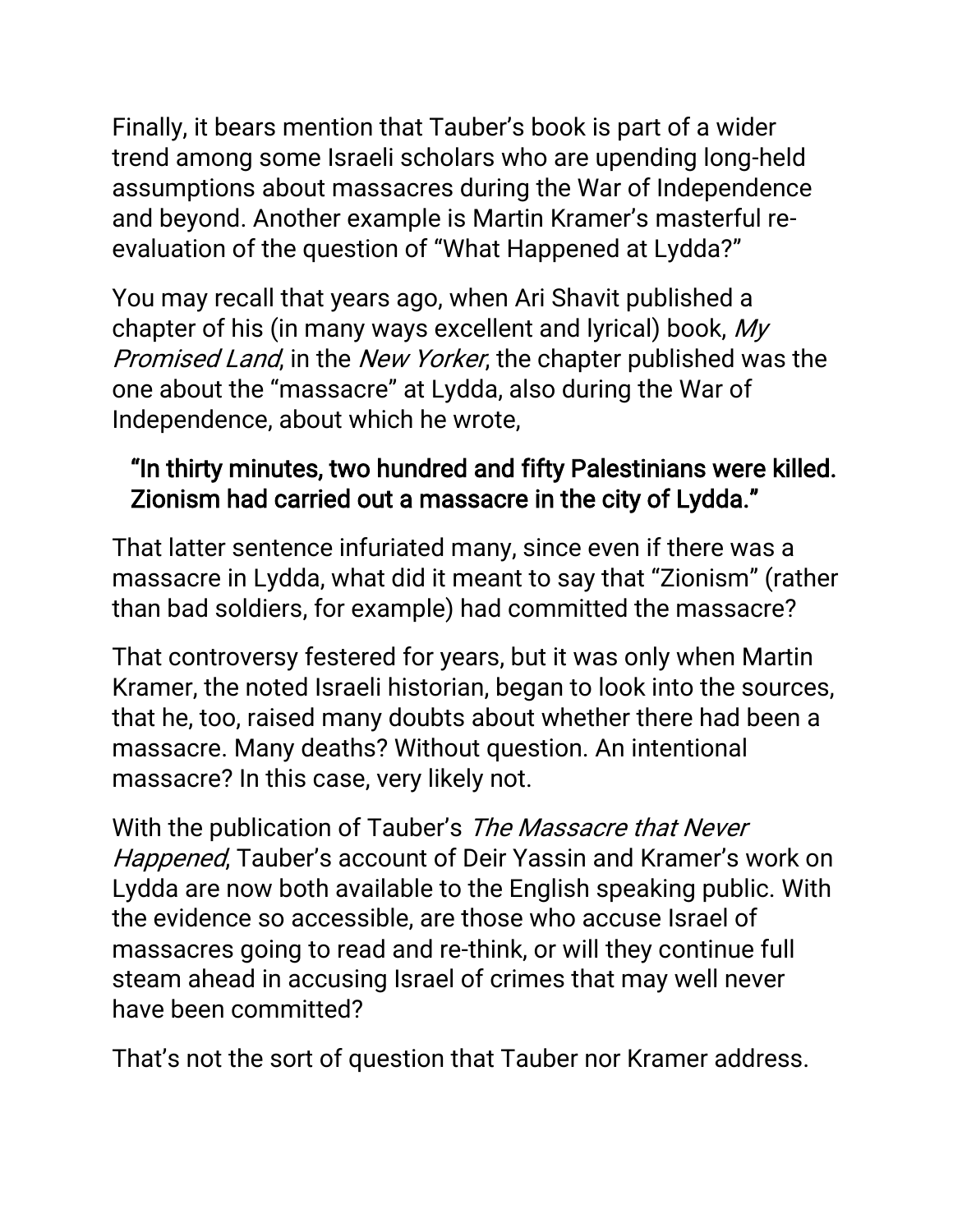Finally, it bears mention that Tauber's book is part of a wider trend among some Israeli scholars who are upending long-held assumptions about massacres during the War of Independence and beyond. Another example is Martin Kramer's masterful re-evaluation of the question of "What Happened at Lydda?"

You may recall that years ago, when Ari Shavit published a chapter of his (in many ways excellent and lyrical) book, *My Promised Land*, in the *New Yorker*, the chapter published was the one about the "massacre" at Lydda, also during the War of Independence, about which he wrote,

> **"In thirty minutes, two hundred and fifty Palestinians were killed. Zionism had carried out a massacre in the city of Lydda."**

That latter sentence infuriated many, since even if there was a massacre in Lydda, what did it meant to say that "Zionism" (rather than bad soldiers, for example) had committed the massacre?

That controversy festered for years, but it was only when Martin Kramer, the noted Israeli historian, began to look into the sources, that he, too, raised many doubts about whether there had been a massacre. Many deaths? Without question. An intentional massacre? In this case, very likely not.

With the publication of Tauber's *The Massacre that Never Happened*, Tauber's account of Deir Yassin and Kramer's work on Lydda are now both available to the English speaking public. With the evidence so accessible, are those who accuse Israel of massacres going to read and re-think, or will they continue full steam ahead in accusing Israel of crimes that may well never have been committed?

That's not the sort of question that Tauber nor Kramer address.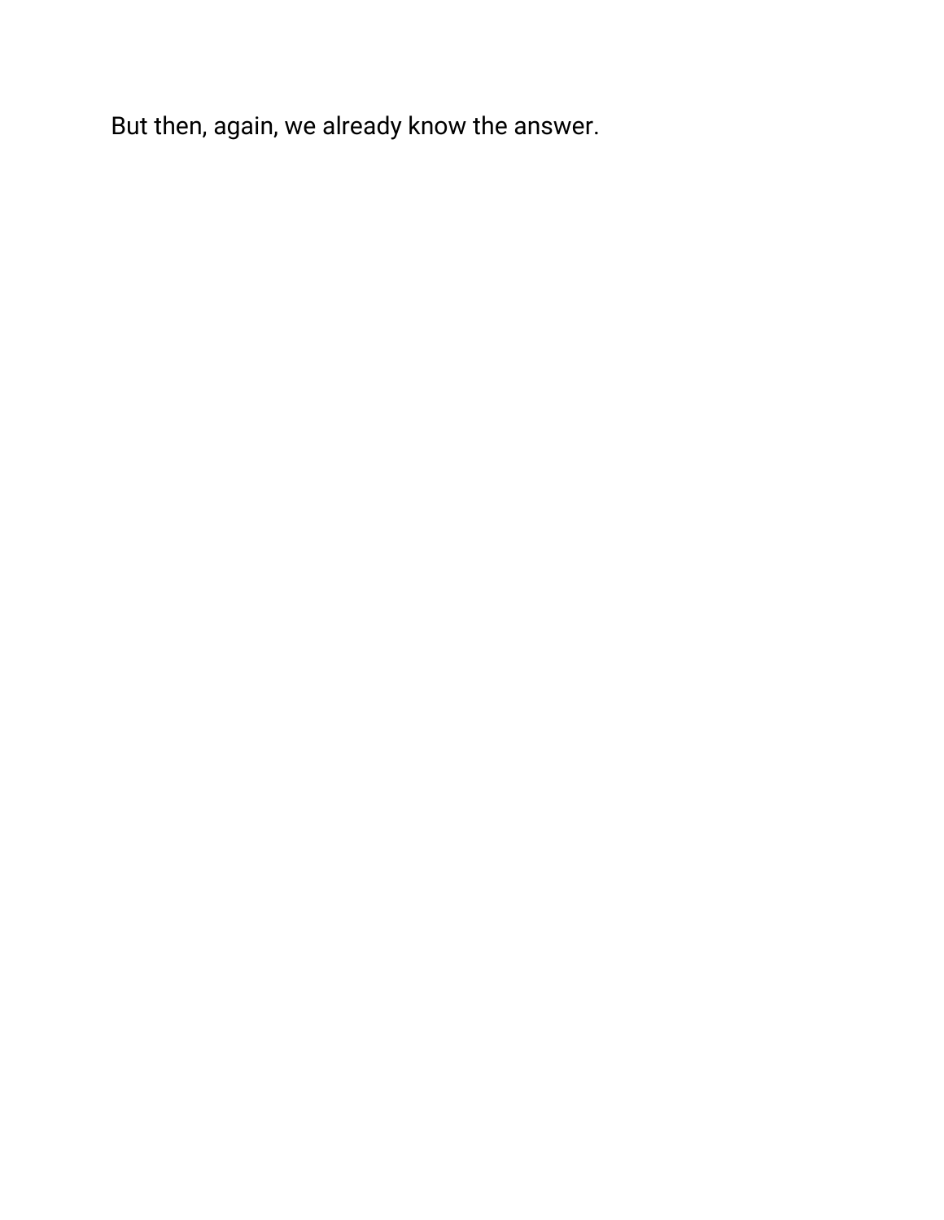But then, again, we already know the answer.